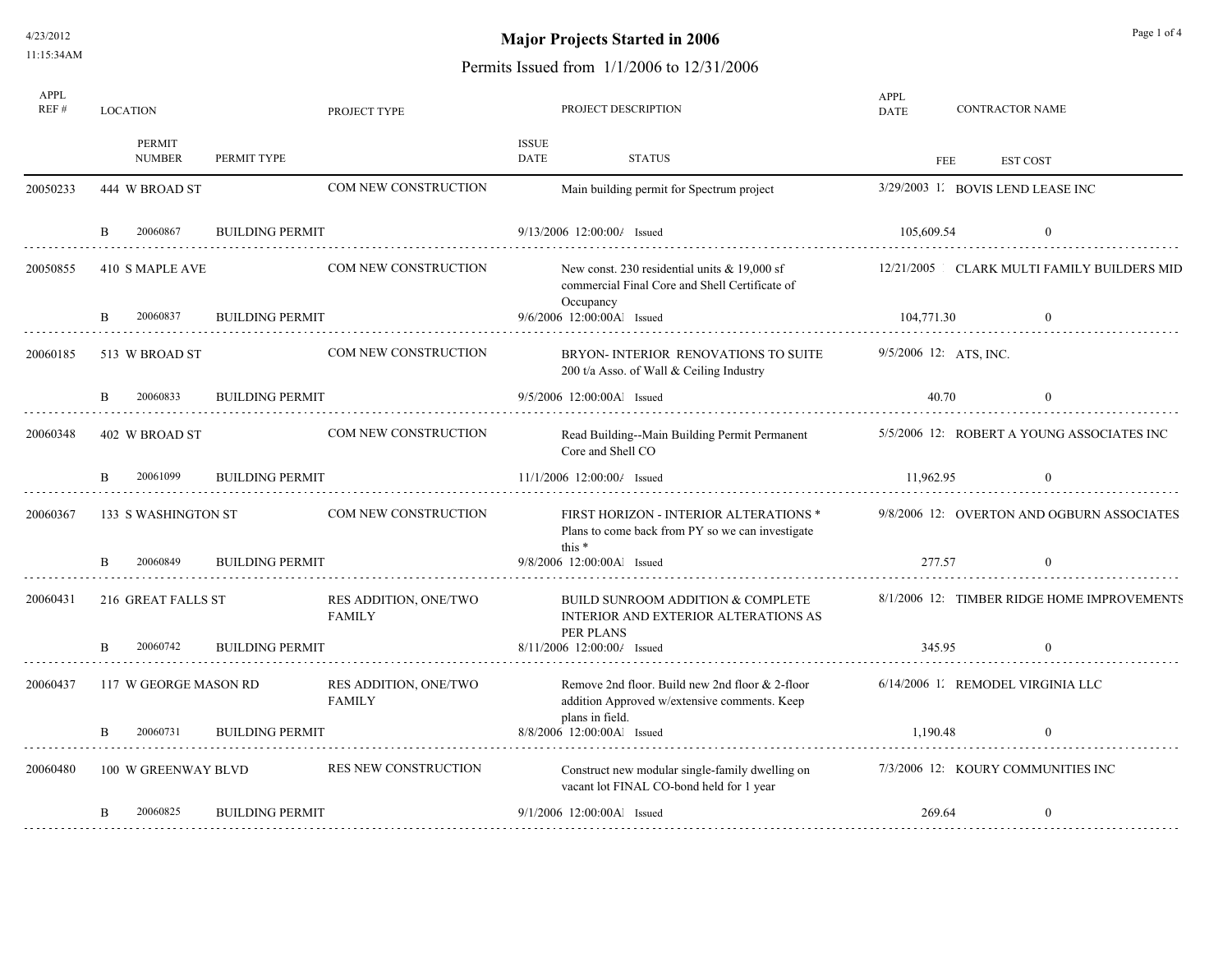# Major Projects Started in 2006

## Permits Issued from 1/1/2006 to 12/31/2006

4/23/2012
11:15:34AM

| APPL REF # | LOCATION | | PROJECT TYPE | PROJECT DESCRIPTION | APPL DATE | CONTRACTOR NAME |
|---|---|---|---|---|---|---|
| | PERMIT NUMBER | PERMIT TYPE | ISSUE DATE | STATUS | FEE | EST COST |
| 20050233 | 444 W BROAD ST | | COM NEW CONSTRUCTION | Main building permit for Spectrum project | 3/29/2003 1: | BOVIS LEND LEASE INC |
| B | 20060867 | BUILDING PERMIT | 9/13/2006 12:00:00/ | Issued | 105,609.54 | 0 |
| 20050855 | 410 S MAPLE AVE | | COM NEW CONSTRUCTION | New const. 230 residential units & 19,000 sf commercial Final Core and Shell Certificate of Occupancy | 12/21/2005 | CLARK MULTI FAMILY BUILDERS MID |
| B | 20060837 | BUILDING PERMIT | 9/6/2006 12:00:00A | Issued | 104,771.30 | 0 |
| 20060185 | 513 W BROAD ST | | COM NEW CONSTRUCTION | BRYON- INTERIOR RENOVATIONS TO SUITE 200 t/a Asso. of Wall & Ceiling Industry | 9/5/2006 12: | ATS, INC. |
| B | 20060833 | BUILDING PERMIT | 9/5/2006 12:00:00A | Issued | 40.70 | 0 |
| 20060348 | 402 W BROAD ST | | COM NEW CONSTRUCTION | Read Building--Main Building Permit Permanent Core and Shell CO | 5/5/2006 12: | ROBERT A YOUNG ASSOCIATES INC |
| B | 20061099 | BUILDING PERMIT | 11/1/2006 12:00:00/ | Issued | 11,962.95 | 0 |
| 20060367 | 133 S WASHINGTON ST | | COM NEW CONSTRUCTION | FIRST HORIZON - INTERIOR ALTERATIONS * Plans to come back from PY so we can investigate this * | 9/8/2006 12: | OVERTON AND OGBURN ASSOCIATES |
| B | 20060849 | BUILDING PERMIT | 9/8/2006 12:00:00A | Issued | 277.57 | 0 |
| 20060431 | 216 GREAT FALLS ST | | RES ADDITION, ONE/TWO FAMILY | BUILD SUNROOM ADDITION & COMPLETE INTERIOR AND EXTERIOR ALTERATIONS AS PER PLANS | 8/1/2006 12: | TIMBER RIDGE HOME IMPROVEMENTS |
| B | 20060742 | BUILDING PERMIT | 8/11/2006 12:00:00/ | Issued | 345.95 | 0 |
| 20060437 | 117 W GEORGE MASON RD | | RES ADDITION, ONE/TWO FAMILY | Remove 2nd floor. Build new 2nd floor & 2-floor addition Approved w/extensive comments. Keep plans in field. | 6/14/2006 1: | REMODEL VIRGINIA LLC |
| B | 20060731 | BUILDING PERMIT | 8/8/2006 12:00:00A | Issued | 1,190.48 | 0 |
| 20060480 | 100 W GREENWAY BLVD | | RES NEW CONSTRUCTION | Construct new modular single-family dwelling on vacant lot FINAL CO-bond held for 1 year | 7/3/2006 12: | KOURY COMMUNITIES INC |
| B | 20060825 | BUILDING PERMIT | 9/1/2006 12:00:00A | Issued | 269.64 | 0 |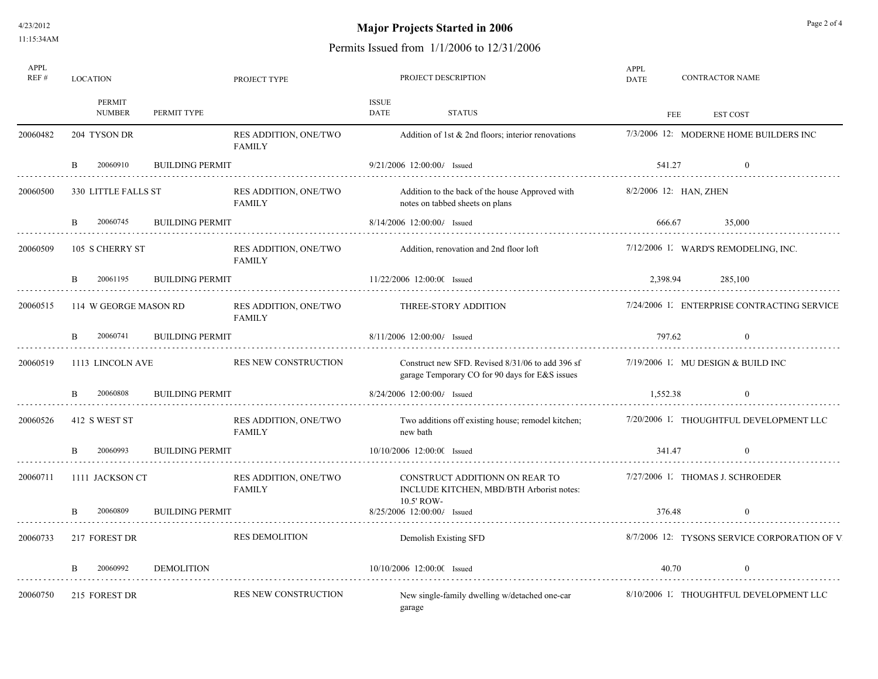# Major Projects Started in 2006

## Permits Issued from 1/1/2006 to 12/31/2006

| APPL REF # | LOCATION | | PERMIT NUMBER | PERMIT TYPE | PROJECT TYPE | ISSUE DATE | STATUS | PROJECT DESCRIPTION | APPL DATE | CONTRACTOR NAME | FEE | EST COST |
|---|---|---|---|---|---|---|---|---|---|---|---|---|
| 20060482 | 204 TYSON DR | | | | RES ADDITION, ONE/TWO FAMILY | | | Addition of 1st & 2nd floors; interior renovations | 7/3/2006 12: | MODERNE HOME BUILDERS INC | | |
| | | B | 20060910 | BUILDING PERMIT | | 9/21/2006 12:00:00/ | Issued | | | | 541.27 | 0 |
| 20060500 | 330 LITTLE FALLS ST | | | | RES ADDITION, ONE/TWO FAMILY | | | Addition to the back of the house Approved with notes on tabbed sheets on plans | 8/2/2006 12: | HAN, ZHEN | | |
| | | B | 20060745 | BUILDING PERMIT | | 8/14/2006 12:00:00/ | Issued | | | | 666.67 | 35,000 |
| 20060509 | 105 S CHERRY ST | | | | RES ADDITION, ONE/TWO FAMILY | | | Addition, renovation and 2nd floor loft | 7/12/2006 1: | WARD'S REMODELING, INC. | | |
| | | B | 20061195 | BUILDING PERMIT | | 11/22/2006 12:00:0( | Issued | | | | 2,398.94 | 285,100 |
| 20060515 | 114 W GEORGE MASON RD | | | | RES ADDITION, ONE/TWO FAMILY | | | THREE-STORY ADDITION | 7/24/2006 1: | ENTERPRISE CONTRACTING SERVICE | | |
| | | B | 20060741 | BUILDING PERMIT | | 8/11/2006 12:00:00/ | Issued | | | | 797.62 | 0 |
| 20060519 | 1113 LINCOLN AVE | | | | RES NEW CONSTRUCTION | | | Construct new SFD. Revised 8/31/06 to add 396 sf garage Temporary CO for 90 days for E&S issues | 7/19/2006 1: | MU DESIGN & BUILD INC | | |
| | | B | 20060808 | BUILDING PERMIT | | 8/24/2006 12:00:00/ | Issued | | | | 1,552.38 | 0 |
| 20060526 | 412 S WEST ST | | | | RES ADDITION, ONE/TWO FAMILY | | | Two additions off existing house; remodel kitchen; new bath | 7/20/2006 1: | THOUGHTFUL DEVELOPMENT LLC | | |
| | | B | 20060993 | BUILDING PERMIT | | 10/10/2006 12:00:0( | Issued | | | | 341.47 | 0 |
| 20060711 | 1111 JACKSON CT | | | | RES ADDITION, ONE/TWO FAMILY | | | CONSTRUCT ADDITIONN ON REAR TO INCLUDE KITCHEN, MBD/BTH Arborist notes: 10.5' ROW- | 7/27/2006 1: | THOMAS J. SCHROEDER | | |
| | | B | 20060809 | BUILDING PERMIT | | 8/25/2006 12:00:00/ | Issued | | | | 376.48 | 0 |
| 20060733 | 217 FOREST DR | | | | RES DEMOLITION | | | Demolish Existing SFD | 8/7/2006 12: | TYSONS SERVICE CORPORATION OF V | | |
| | | B | 20060992 | DEMOLITION | | 10/10/2006 12:00:0( | Issued | | | | 40.70 | 0 |
| 20060750 | 215 FOREST DR | | | | RES NEW CONSTRUCTION | | | New single-family dwelling w/detached one-car garage | 8/10/2006 1: | THOUGHTFUL DEVELOPMENT LLC | | |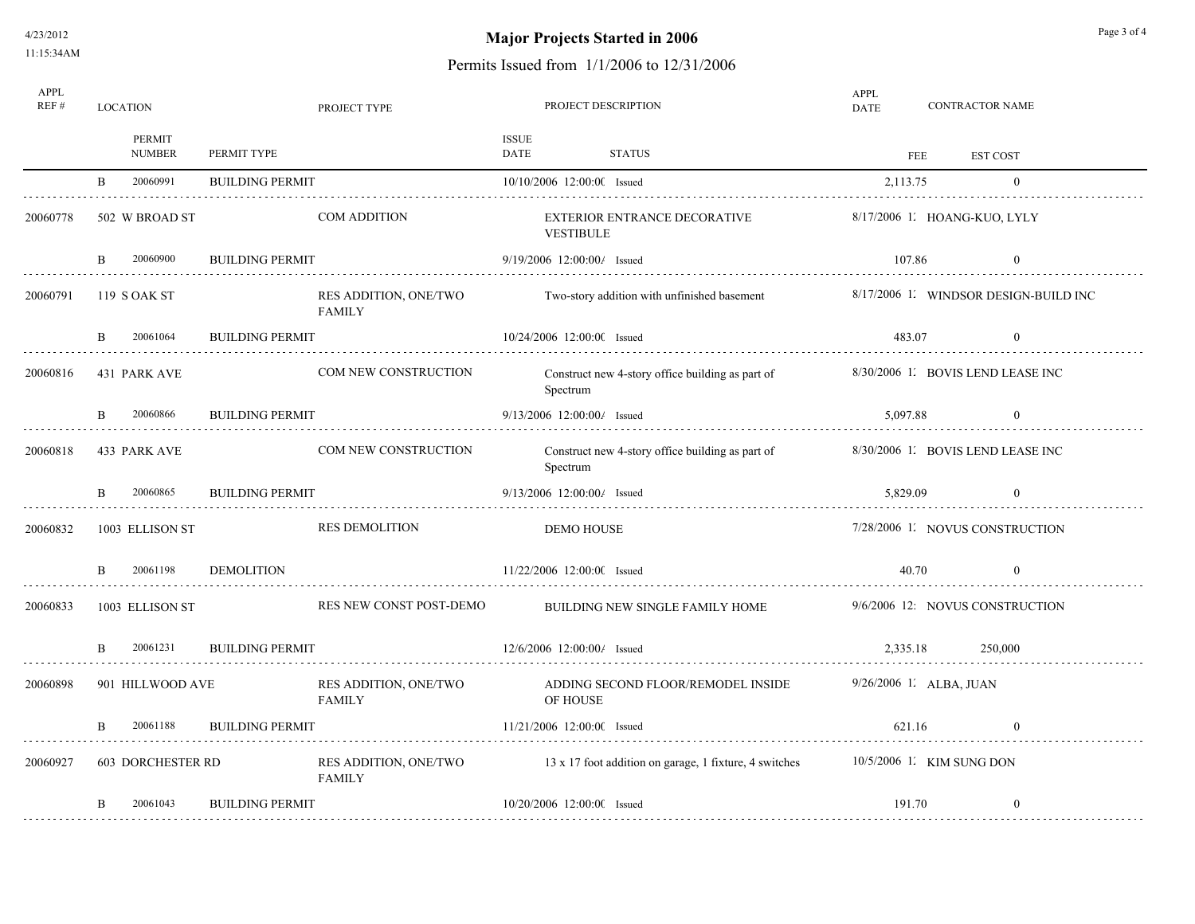# Major Projects Started in 2006

## Permits Issued from 1/1/2006 to 12/31/2006

| APPL REF # | LOCATION | | | PROJECT TYPE | PROJECT DESCRIPTION | | APPL DATE | CONTRACTOR NAME |
|---|---|---|---|---|---|---|---|---|
| | | PERMIT NUMBER | PERMIT TYPE | | ISSUE DATE | STATUS | FEE | EST COST |
| | B | 20060991 | BUILDING PERMIT | | 10/10/2006 12:00:0( | Issued | 2,113.75 | 0 |
| 20060778 | 502 W BROAD ST | | | COM ADDITION | EXTERIOR ENTRANCE DECORATIVE VESTIBULE | | 8/17/2006 1: | HOANG-KUO, LYLY |
| | B | 20060900 | BUILDING PERMIT | | 9/19/2006 12:00:00/ | Issued | 107.86 | 0 |
| 20060791 | 119 S OAK ST | | | RES ADDITION, ONE/TWO FAMILY | Two-story addition with unfinished basement | | 8/17/2006 1: | WINDSOR DESIGN-BUILD INC |
| | B | 20061064 | BUILDING PERMIT | | 10/24/2006 12:00:0( | Issued | 483.07 | 0 |
| 20060816 | 431 PARK AVE | | | COM NEW CONSTRUCTION | Construct new 4-story office building as part of Spectrum | | 8/30/2006 1: | BOVIS LEND LEASE INC |
| | B | 20060866 | BUILDING PERMIT | | 9/13/2006 12:00:00/ | Issued | 5,097.88 | 0 |
| 20060818 | 433 PARK AVE | | | COM NEW CONSTRUCTION | Construct new 4-story office building as part of Spectrum | | 8/30/2006 1: | BOVIS LEND LEASE INC |
| | B | 20060865 | BUILDING PERMIT | | 9/13/2006 12:00:00/ | Issued | 5,829.09 | 0 |
| 20060832 | 1003 ELLISON ST | | | RES DEMOLITION | DEMO HOUSE | | 7/28/2006 1: | NOVUS CONSTRUCTION |
| | B | 20061198 | DEMOLITION | | 11/22/2006 12:00:0( | Issued | 40.70 | 0 |
| 20060833 | 1003 ELLISON ST | | | RES NEW CONST POST-DEMO | BUILDING NEW SINGLE FAMILY HOME | | 9/6/2006 12: | NOVUS CONSTRUCTION |
| | B | 20061231 | BUILDING PERMIT | | 12/6/2006 12:00:00/ | Issued | 2,335.18 | 250,000 |
| 20060898 | 901 HILLWOOD AVE | | | RES ADDITION, ONE/TWO FAMILY | ADDING SECOND FLOOR/REMODEL INSIDE OF HOUSE | | 9/26/2006 1: | ALBA, JUAN |
| | B | 20061188 | BUILDING PERMIT | | 11/21/2006 12:00:0( | Issued | 621.16 | 0 |
| 20060927 | 603 DORCHESTER RD | | | RES ADDITION, ONE/TWO FAMILY | 13 x 17 foot addition on garage, 1 fixture, 4 switches | | 10/5/2006 1: | KIM SUNG DON |
| | B | 20061043 | BUILDING PERMIT | | 10/20/2006 12:00:0( | Issued | 191.70 | 0 |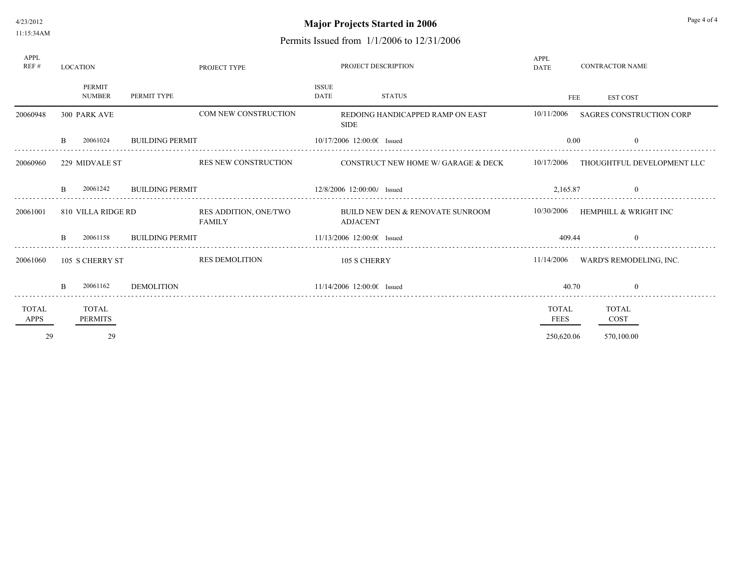# Major Projects Started in 2006

## Permits Issued from 1/1/2006 to 12/31/2006

4/23/2012
11:15:34AM

| APPL REF # | LOCATION | | | PROJECT TYPE | PROJECT DESCRIPTION | | APPL DATE | CONTRACTOR NAME |
|---|---|---|---|---|---|---|---|---|
| | | PERMIT NUMBER | PERMIT TYPE | | ISSUE DATE | STATUS | FEE | EST COST |
| 20060948 | 300 PARK AVE | | | COM NEW CONSTRUCTION | REDOING HANDICAPPED RAMP ON EAST SIDE | | 10/11/2006 | SAGRES CONSTRUCTION CORP |
| | B | 20061024 | BUILDING PERMIT | | 10/17/2006 12:00:0( | Issued | 0.00 | 0 |
| 20060960 | 229 MIDVALE ST | | | RES NEW CONSTRUCTION | CONSTRUCT NEW HOME W/ GARAGE & DECK | | 10/17/2006 | THOUGHTFUL DEVELOPMENT LLC |
| | B | 20061242 | BUILDING PERMIT | | 12/8/2006 12:00:00/ | Issued | 2,165.87 | 0 |
| 20061001 | 810 VILLA RIDGE RD | | | RES ADDITION, ONE/TWO FAMILY | BUILD NEW DEN & RENOVATE SUNROOM ADJACENT | | 10/30/2006 | HEMPHILL & WRIGHT INC |
| | B | 20061158 | BUILDING PERMIT | | 11/13/2006 12:00:0( | Issued | 409.44 | 0 |
| 20061060 | 105 S CHERRY ST | | | RES DEMOLITION | 105 S CHERRY | | 11/14/2006 | WARD'S REMODELING, INC. |
| | B | 20061162 | DEMOLITION | | 11/14/2006 12:00:0( | Issued | 40.70 | 0 |

| TOTAL APPS | TOTAL PERMITS | TOTAL FEES | TOTAL COST |
|---|---|---|---|
| 29 | 29 | 250,620.06 | 570,100.00 |